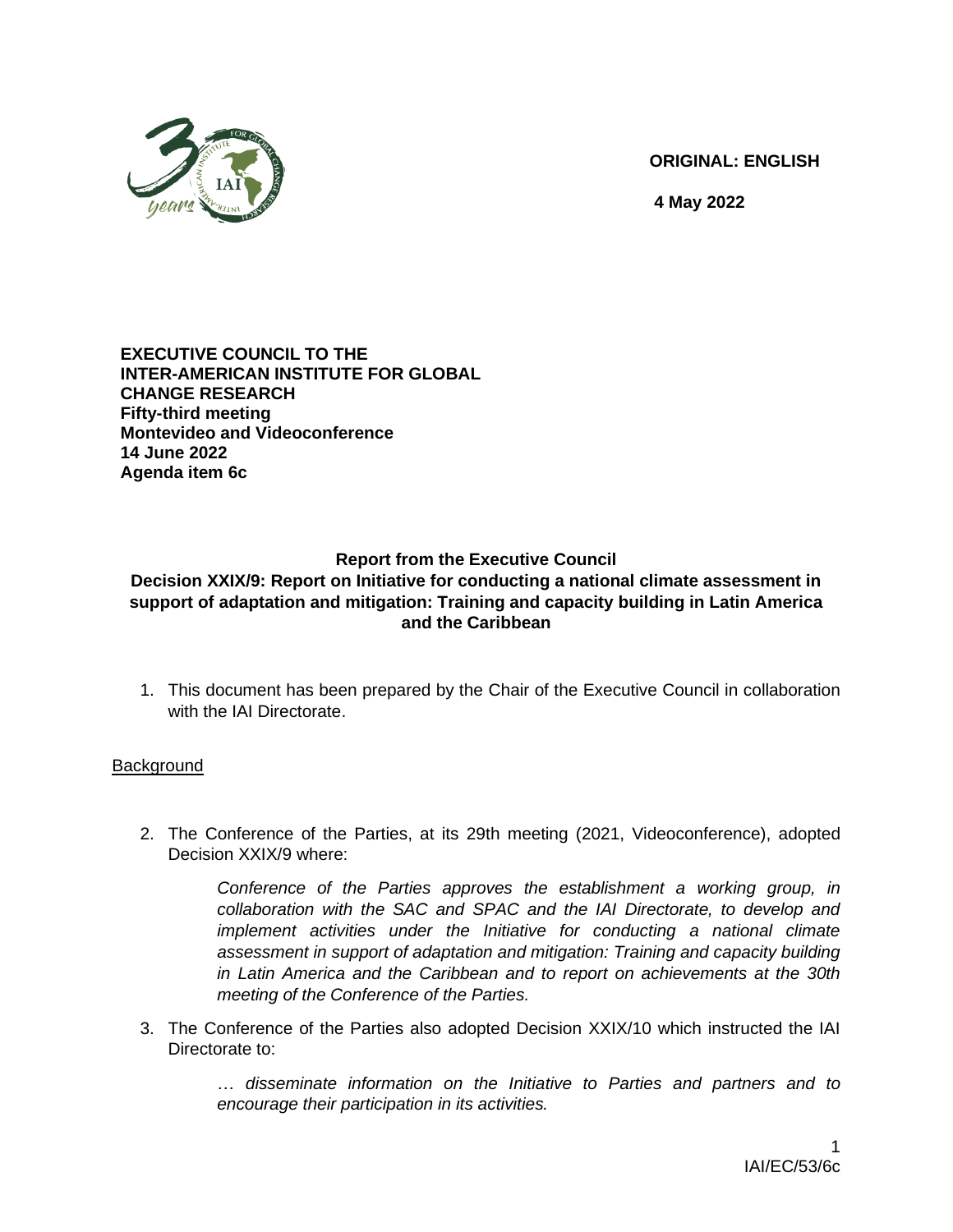**ORIGINAL: ENGLISH**

**4 May 2022**

**EXECUTIVE COUNCIL TO THE INTER-AMERICAN INSTITUTE FOR GLOBAL CHANGE RESEARCH**
**Fifty-third meeting**
**Montevideo and Videoconference**
**14 June 2022**
**Agenda item 6c**

## Report from the Executive Council

## Decision XXIX/9: Report on Initiative for conducting a national climate assessment in support of adaptation and mitigation: Training and capacity building in Latin America and the Caribbean

1. This document has been prepared by the Chair of the Executive Council in collaboration with the IAI Directorate.

### Background

2. The Conference of the Parties, at its 29th meeting (2021, Videoconference), adopted Decision XXIX/9 where:

   > *Conference of the Parties approves the establishment a working group, in collaboration with the SAC and SPAC and the IAI Directorate, to develop and implement activities under the Initiative for conducting a national climate assessment in support of adaptation and mitigation: Training and capacity building in Latin America and the Caribbean and to report on achievements at the 30th meeting of the Conference of the Parties.*

3. The Conference of the Parties also adopted Decision XXIX/10 which instructed the IAI Directorate to:

   > … *disseminate information on the Initiative to Parties and partners and to encourage their participation in its activities.*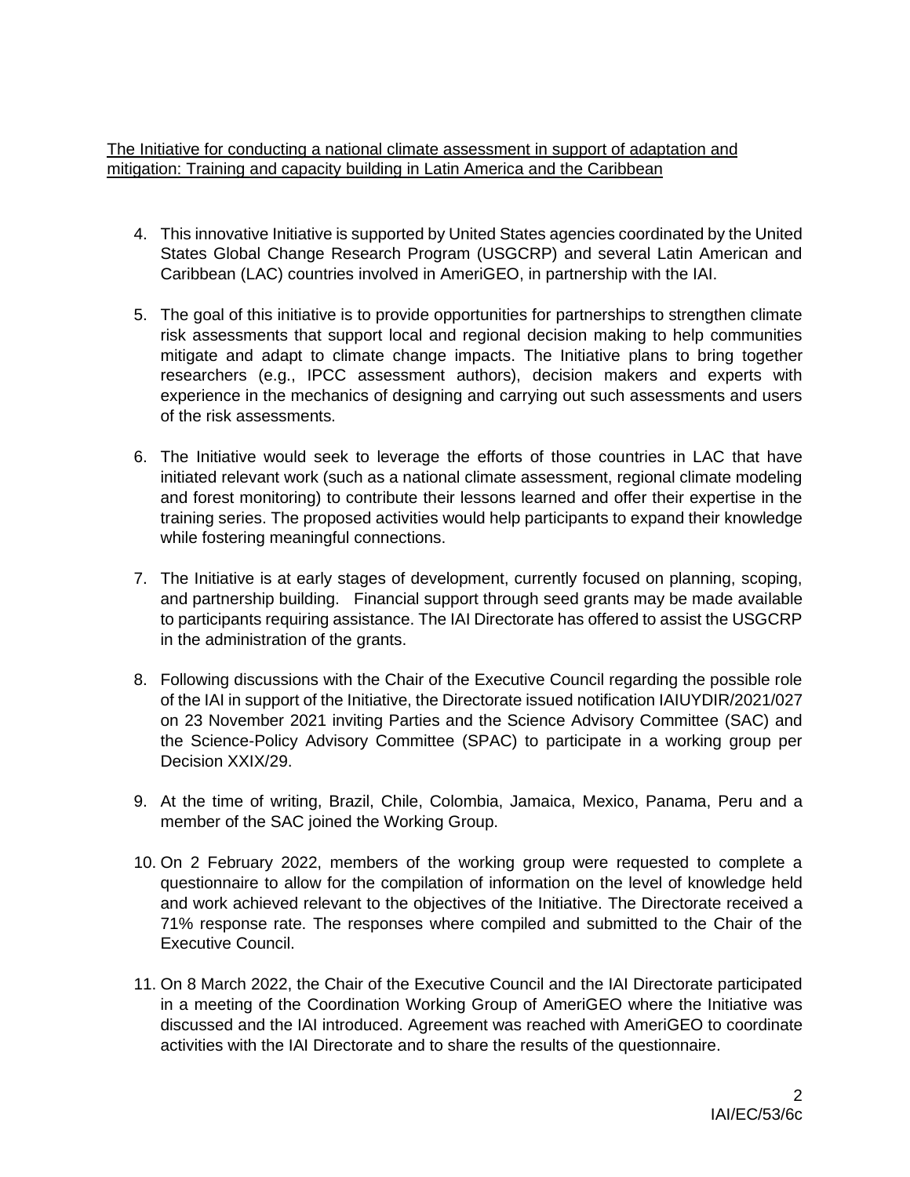The Initiative for conducting a national climate assessment in support of adaptation and mitigation: Training and capacity building in Latin America and the Caribbean

4. This innovative Initiative is supported by United States agencies coordinated by the United States Global Change Research Program (USGCRP) and several Latin American and Caribbean (LAC) countries involved in AmeriGEO, in partnership with the IAI.

5. The goal of this initiative is to provide opportunities for partnerships to strengthen climate risk assessments that support local and regional decision making to help communities mitigate and adapt to climate change impacts. The Initiative plans to bring together researchers (e.g., IPCC assessment authors), decision makers and experts with experience in the mechanics of designing and carrying out such assessments and users of the risk assessments.

6. The Initiative would seek to leverage the efforts of those countries in LAC that have initiated relevant work (such as a national climate assessment, regional climate modeling and forest monitoring) to contribute their lessons learned and offer their expertise in the training series. The proposed activities would help participants to expand their knowledge while fostering meaningful connections.

7. The Initiative is at early stages of development, currently focused on planning, scoping, and partnership building. Financial support through seed grants may be made available to participants requiring assistance. The IAI Directorate has offered to assist the USGCRP in the administration of the grants.

8. Following discussions with the Chair of the Executive Council regarding the possible role of the IAI in support of the Initiative, the Directorate issued notification IAIUYDIR/2021/027 on 23 November 2021 inviting Parties and the Science Advisory Committee (SAC) and the Science-Policy Advisory Committee (SPAC) to participate in a working group per Decision XXIX/29.

9. At the time of writing, Brazil, Chile, Colombia, Jamaica, Mexico, Panama, Peru and a member of the SAC joined the Working Group.

10. On 2 February 2022, members of the working group were requested to complete a questionnaire to allow for the compilation of information on the level of knowledge held and work achieved relevant to the objectives of the Initiative. The Directorate received a 71% response rate. The responses where compiled and submitted to the Chair of the Executive Council.

11. On 8 March 2022, the Chair of the Executive Council and the IAI Directorate participated in a meeting of the Coordination Working Group of AmeriGEO where the Initiative was discussed and the IAI introduced. Agreement was reached with AmeriGEO to coordinate activities with the IAI Directorate and to share the results of the questionnaire.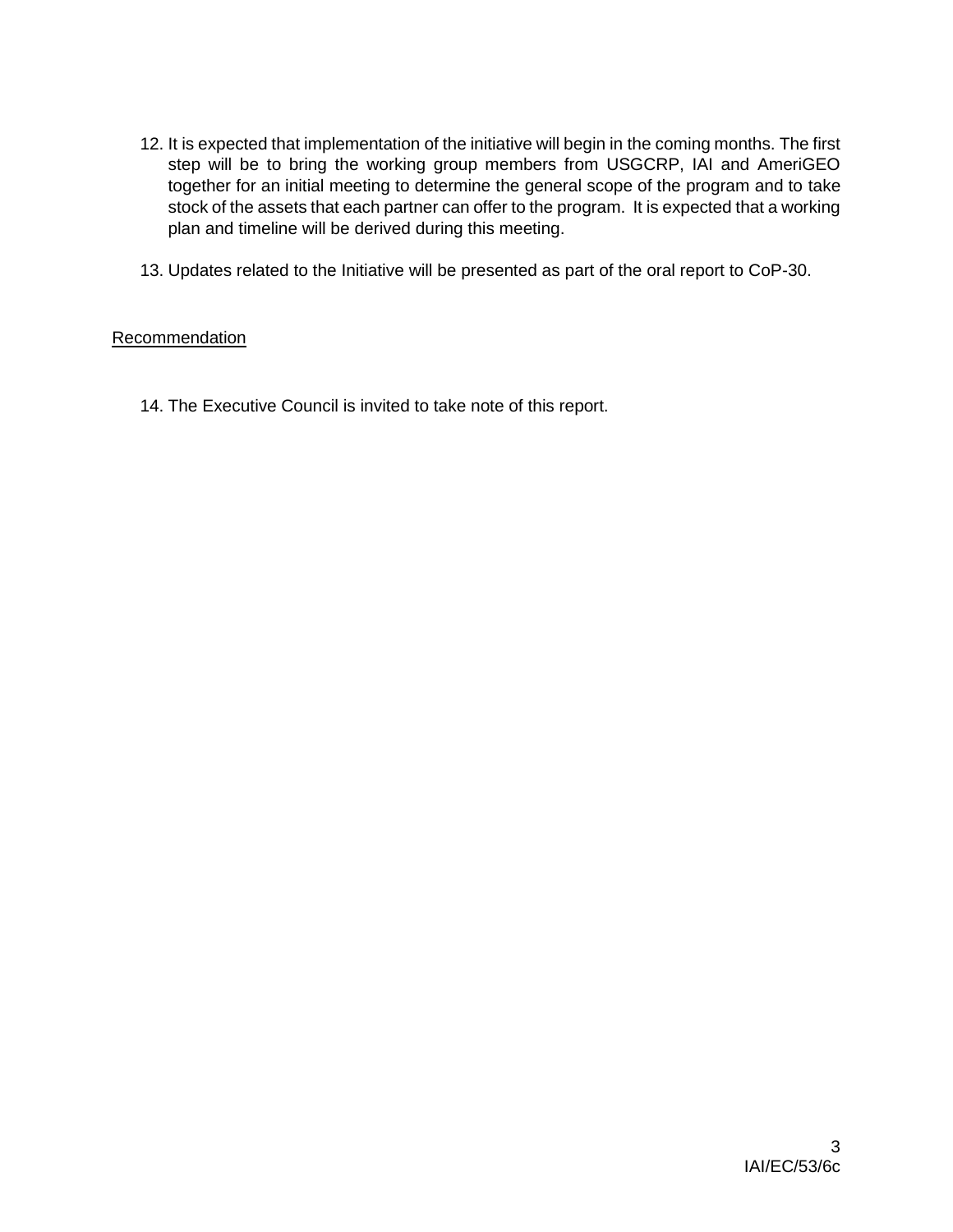12. It is expected that implementation of the initiative will begin in the coming months. The first step will be to bring the working group members from USGCRP, IAI and AmeriGEO together for an initial meeting to determine the general scope of the program and to take stock of the assets that each partner can offer to the program. It is expected that a working plan and timeline will be derived during this meeting.

13. Updates related to the Initiative will be presented as part of the oral report to CoP-30.

<u>Recommendation</u>

14. The Executive Council is invited to take note of this report.